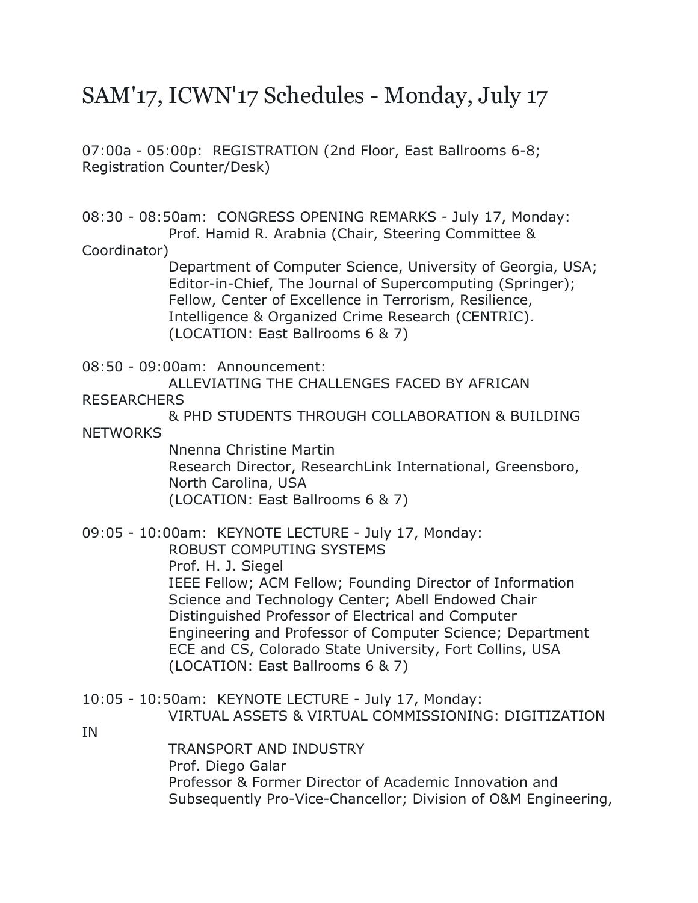# SAM'17, ICWN'17 Schedules - Monday, July 17

07:00a - 05:00p: REGISTRATION (2nd Floor, East Ballrooms 6-8; Registration Counter/Desk)

08:30 - 08:50am: CONGRESS OPENING REMARKS - July 17, Monday:
Prof. Hamid R. Arabnia (Chair, Steering Committee & Coordinator)
Department of Computer Science, University of Georgia, USA;
Editor-in-Chief, The Journal of Supercomputing (Springer);
Fellow, Center of Excellence in Terrorism, Resilience, Intelligence & Organized Crime Research (CENTRIC).
(LOCATION: East Ballrooms 6 & 7)

08:50 - 09:00am: Announcement:
ALLEVIATING THE CHALLENGES FACED BY AFRICAN RESEARCHERS & PHD STUDENTS THROUGH COLLABORATION & BUILDING NETWORKS
Nnenna Christine Martin
Research Director, ResearchLink International, Greensboro, North Carolina, USA
(LOCATION: East Ballrooms 6 & 7)

09:05 - 10:00am: KEYNOTE LECTURE - July 17, Monday:
ROBUST COMPUTING SYSTEMS
Prof. H. J. Siegel
IEEE Fellow; ACM Fellow; Founding Director of Information Science and Technology Center; Abell Endowed Chair Distinguished Professor of Electrical and Computer Engineering and Professor of Computer Science; Department ECE and CS, Colorado State University, Fort Collins, USA
(LOCATION: East Ballrooms 6 & 7)

10:05 - 10:50am: KEYNOTE LECTURE - July 17, Monday:
VIRTUAL ASSETS & VIRTUAL COMMISSIONING: DIGITIZATION IN TRANSPORT AND INDUSTRY
Prof. Diego Galar
Professor & Former Director of Academic Innovation and Subsequently Pro-Vice-Chancellor; Division of O&M Engineering,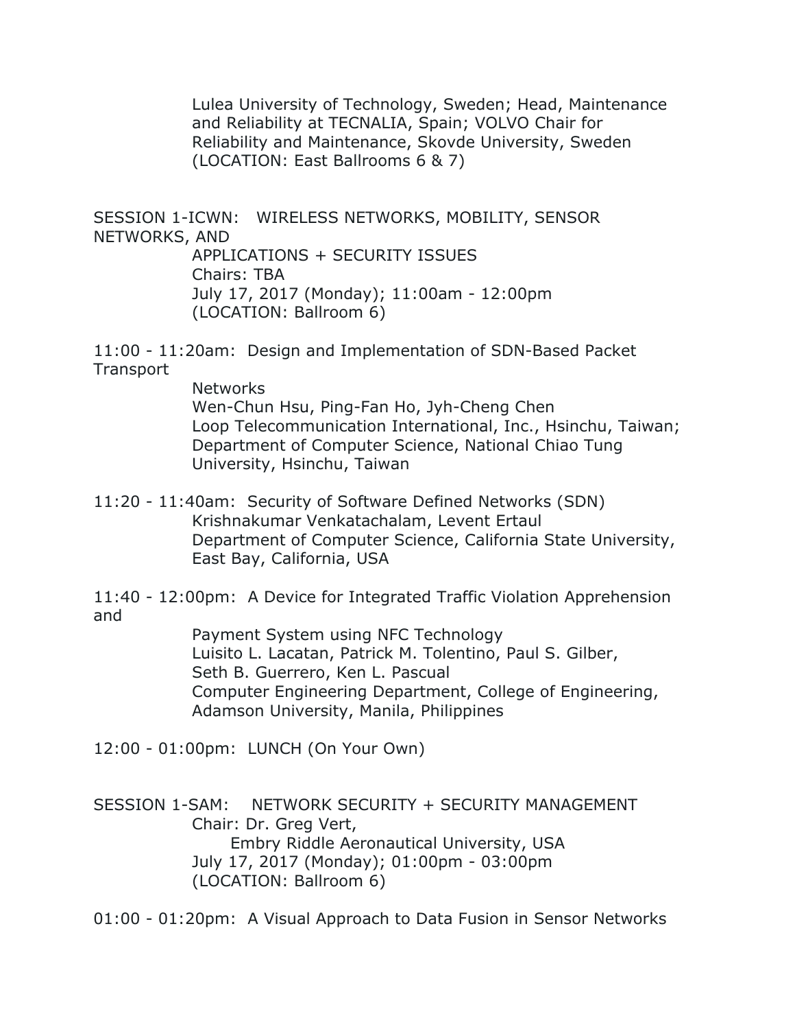Lulea University of Technology, Sweden; Head, Maintenance and Reliability at TECNALIA, Spain; VOLVO Chair for Reliability and Maintenance, Skovde University, Sweden
(LOCATION: East Ballrooms 6 & 7)

SESSION 1-ICWN: WIRELESS NETWORKS, MOBILITY, SENSOR NETWORKS, AND APPLICATIONS + SECURITY ISSUES
Chairs: TBA
July 17, 2017 (Monday); 11:00am - 12:00pm
(LOCATION: Ballroom 6)

11:00 - 11:20am: Design and Implementation of SDN-Based Packet Transport Networks
Wen-Chun Hsu, Ping-Fan Ho, Jyh-Cheng Chen
Loop Telecommunication International, Inc., Hsinchu, Taiwan; Department of Computer Science, National Chiao Tung University, Hsinchu, Taiwan

11:20 - 11:40am: Security of Software Defined Networks (SDN)
Krishnakumar Venkatachalam, Levent Ertaul
Department of Computer Science, California State University, East Bay, California, USA

11:40 - 12:00pm: A Device for Integrated Traffic Violation Apprehension and Payment System using NFC Technology
Luisito L. Lacatan, Patrick M. Tolentino, Paul S. Gilber, Seth B. Guerrero, Ken L. Pascual
Computer Engineering Department, College of Engineering, Adamson University, Manila, Philippines

12:00 - 01:00pm: LUNCH (On Your Own)

SESSION 1-SAM: NETWORK SECURITY + SECURITY MANAGEMENT
Chair: Dr. Greg Vert,
Embry Riddle Aeronautical University, USA
July 17, 2017 (Monday); 01:00pm - 03:00pm
(LOCATION: Ballroom 6)

01:00 - 01:20pm: A Visual Approach to Data Fusion in Sensor Networks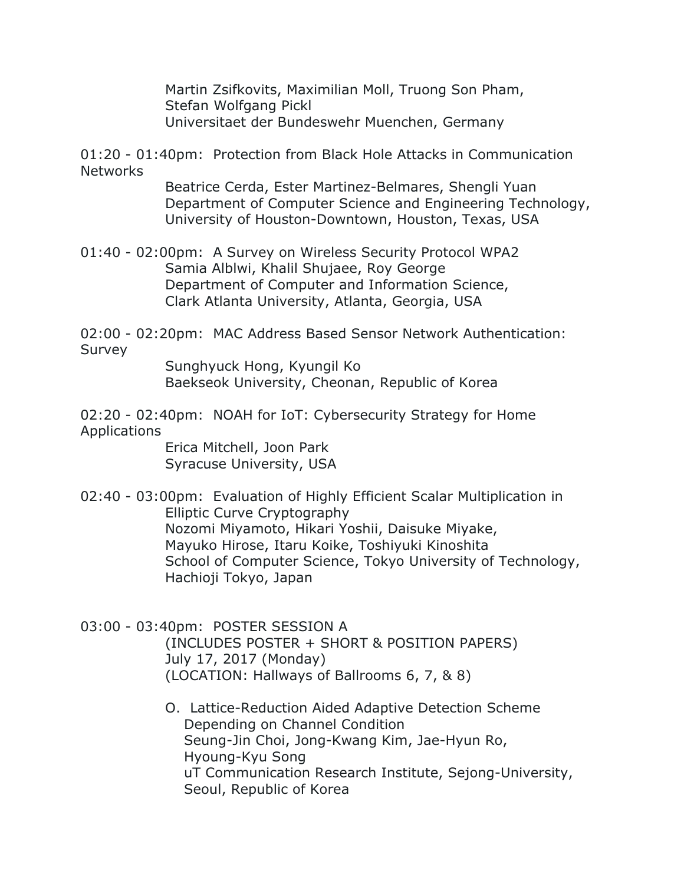Martin Zsifkovits, Maximilian Moll, Truong Son Pham, Stefan Wolfgang Pickl
Universitaet der Bundeswehr Muenchen, Germany

01:20 - 01:40pm: Protection from Black Hole Attacks in Communication Networks
Beatrice Cerda, Ester Martinez-Belmares, Shengli Yuan
Department of Computer Science and Engineering Technology, University of Houston-Downtown, Houston, Texas, USA

01:40 - 02:00pm: A Survey on Wireless Security Protocol WPA2
Samia Alblwi, Khalil Shujaee, Roy George
Department of Computer and Information Science, Clark Atlanta University, Atlanta, Georgia, USA

02:00 - 02:20pm: MAC Address Based Sensor Network Authentication: Survey
Sunghyuck Hong, Kyungil Ko
Baekseok University, Cheonan, Republic of Korea

02:20 - 02:40pm: NOAH for IoT: Cybersecurity Strategy for Home Applications
Erica Mitchell, Joon Park
Syracuse University, USA

02:40 - 03:00pm: Evaluation of Highly Efficient Scalar Multiplication in Elliptic Curve Cryptography
Nozomi Miyamoto, Hikari Yoshii, Daisuke Miyake, Mayuko Hirose, Itaru Koike, Toshiyuki Kinoshita
School of Computer Science, Tokyo University of Technology, Hachioji Tokyo, Japan

03:00 - 03:40pm: POSTER SESSION A
(INCLUDES POSTER + SHORT & POSITION PAPERS)
July 17, 2017 (Monday)
(LOCATION: Hallways of Ballrooms 6, 7, & 8)

O. Lattice-Reduction Aided Adaptive Detection Scheme Depending on Channel Condition
Seung-Jin Choi, Jong-Kwang Kim, Jae-Hyun Ro, Hyoung-Kyu Song
uT Communication Research Institute, Sejong-University, Seoul, Republic of Korea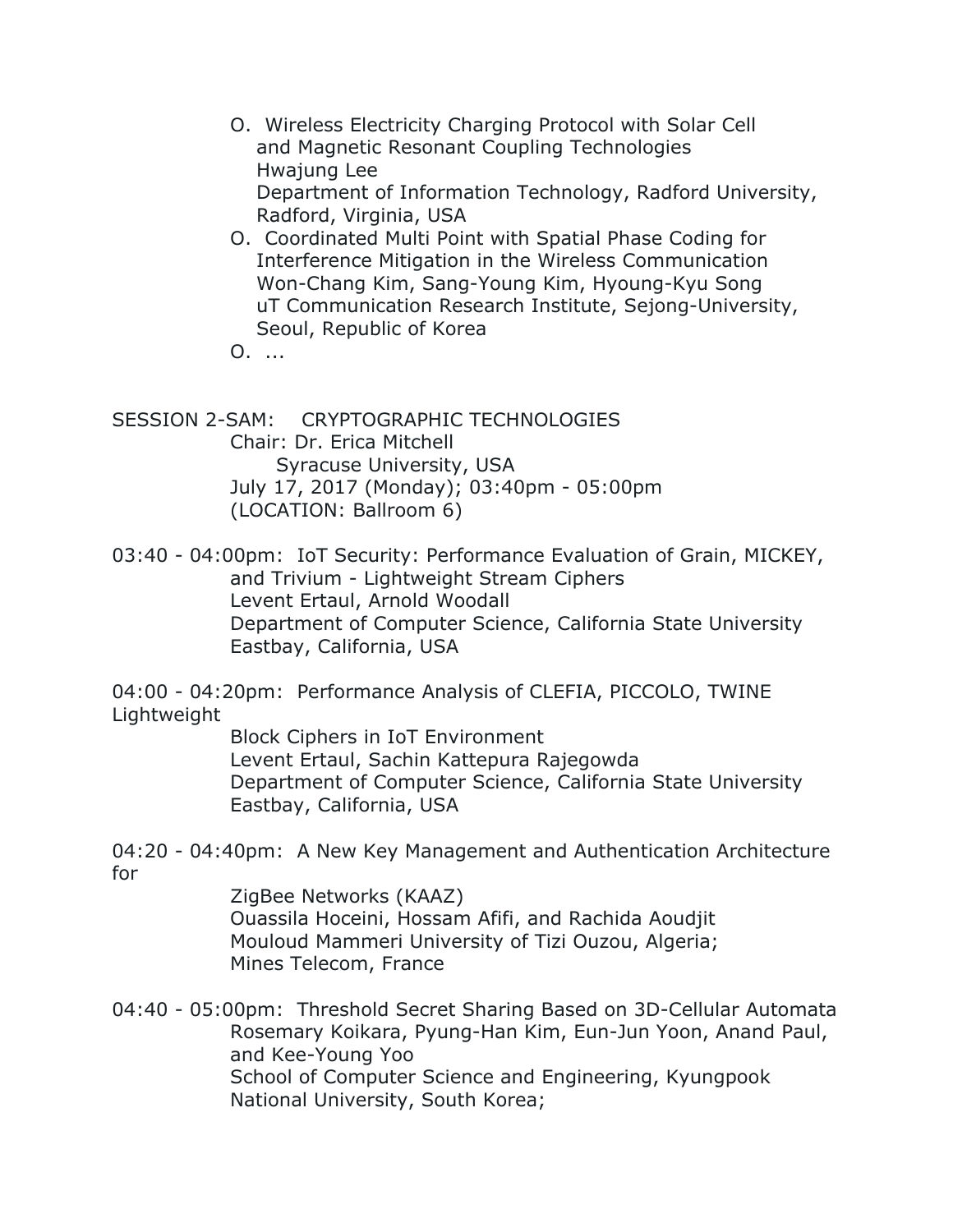- O. Wireless Electricity Charging Protocol with Solar Cell and Magnetic Resonant Coupling Technologies  
  Hwajung Lee  
  Department of Information Technology, Radford University, Radford, Virginia, USA
- O. Coordinated Multi Point with Spatial Phase Coding for Interference Mitigation in the Wireless Communication  
  Won-Chang Kim, Sang-Young Kim, Hyoung-Kyu Song  
  uT Communication Research Institute, Sejong-University, Seoul, Republic of Korea
- O. ...

SESSION 2-SAM: CRYPTOGRAPHIC TECHNOLOGIES  
Chair: Dr. Erica Mitchell  
Syracuse University, USA  
July 17, 2017 (Monday); 03:40pm - 05:00pm  
(LOCATION: Ballroom 6)

03:40 - 04:00pm: IoT Security: Performance Evaluation of Grain, MICKEY, and Trivium - Lightweight Stream Ciphers  
Levent Ertaul, Arnold Woodall  
Department of Computer Science, California State University Eastbay, California, USA

04:00 - 04:20pm: Performance Analysis of CLEFIA, PICCOLO, TWINE Lightweight Block Ciphers in IoT Environment  
Levent Ertaul, Sachin Kattepura Rajegowda  
Department of Computer Science, California State University Eastbay, California, USA

04:20 - 04:40pm: A New Key Management and Authentication Architecture for ZigBee Networks (KAAZ)  
Ouassila Hoceini, Hossam Afifi, and Rachida Aoudjit  
Mouloud Mammeri University of Tizi Ouzou, Algeria;  
Mines Telecom, France

04:40 - 05:00pm: Threshold Secret Sharing Based on 3D-Cellular Automata  
Rosemary Koikara, Pyung-Han Kim, Eun-Jun Yoon, Anand Paul, and Kee-Young Yoo  
School of Computer Science and Engineering, Kyungpook National University, South Korea;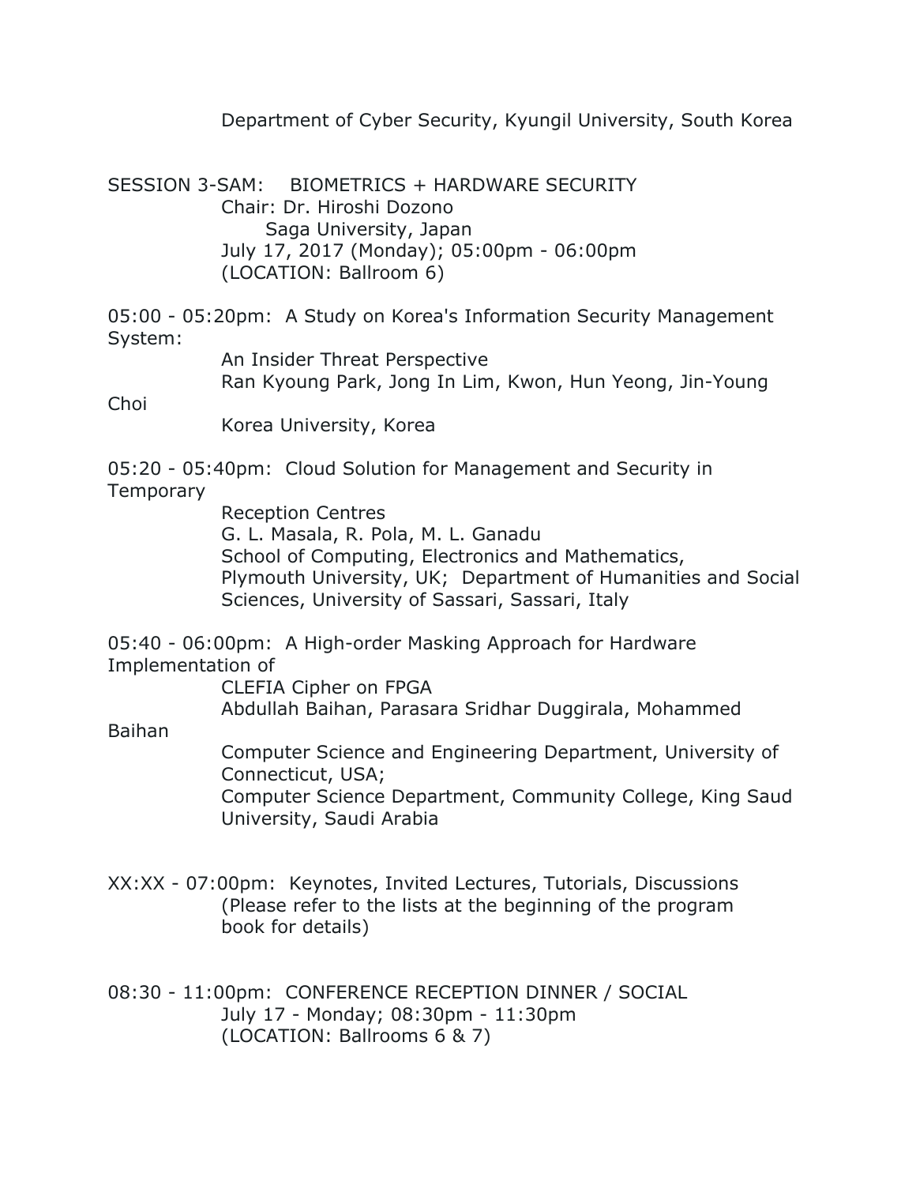Department of Cyber Security, Kyungil University, South Korea

SESSION 3-SAM: BIOMETRICS + HARDWARE SECURITY
Chair: Dr. Hiroshi Dozono
Saga University, Japan
July 17, 2017 (Monday); 05:00pm - 06:00pm
(LOCATION: Ballroom 6)

05:00 - 05:20pm: A Study on Korea's Information Security Management System:
An Insider Threat Perspective
Ran Kyoung Park, Jong In Lim, Kwon, Hun Yeong, Jin-Young Choi
Korea University, Korea

05:20 - 05:40pm: Cloud Solution for Management and Security in Temporary
Reception Centres
G. L. Masala, R. Pola, M. L. Ganadu
School of Computing, Electronics and Mathematics,
Plymouth University, UK; Department of Humanities and Social Sciences, University of Sassari, Sassari, Italy

05:40 - 06:00pm: A High-order Masking Approach for Hardware Implementation of
CLEFIA Cipher on FPGA
Abdullah Baihan, Parasara Sridhar Duggirala, Mohammed Baihan
Computer Science and Engineering Department, University of Connecticut, USA;
Computer Science Department, Community College, King Saud University, Saudi Arabia

XX:XX - 07:00pm: Keynotes, Invited Lectures, Tutorials, Discussions
(Please refer to the lists at the beginning of the program book for details)

08:30 - 11:00pm: CONFERENCE RECEPTION DINNER / SOCIAL
July 17 - Monday; 08:30pm - 11:30pm
(LOCATION: Ballrooms 6 & 7)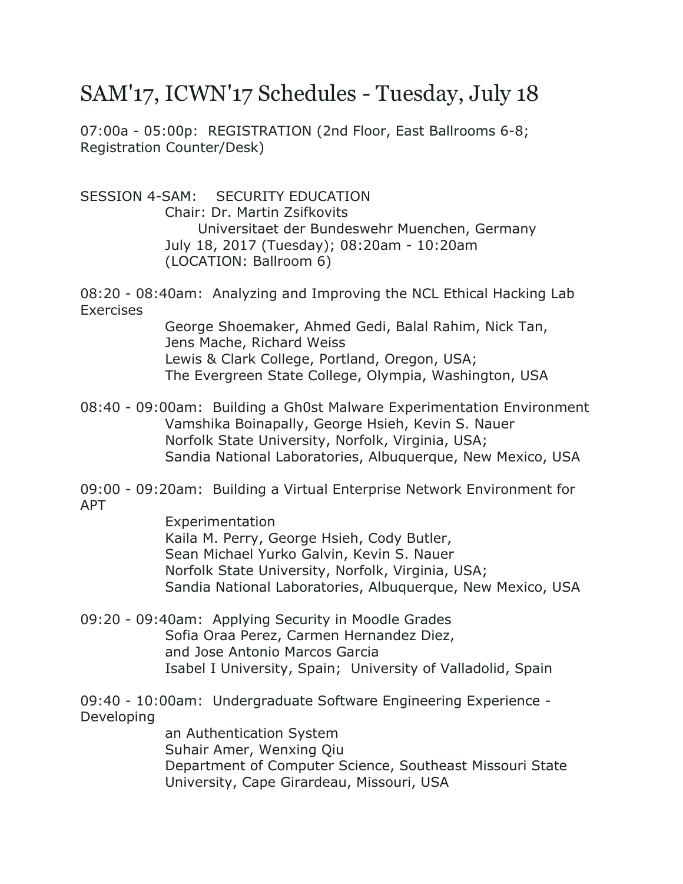# SAM'17, ICWN'17 Schedules - Tuesday, July 18

07:00a - 05:00p: REGISTRATION (2nd Floor, East Ballrooms 6-8; Registration Counter/Desk)

SESSION 4-SAM: SECURITY EDUCATION
Chair: Dr. Martin Zsifkovits
Universitaet der Bundeswehr Muenchen, Germany
July 18, 2017 (Tuesday); 08:20am - 10:20am
(LOCATION: Ballroom 6)

08:20 - 08:40am: Analyzing and Improving the NCL Ethical Hacking Lab Exercises
George Shoemaker, Ahmed Gedi, Balal Rahim, Nick Tan, Jens Mache, Richard Weiss
Lewis & Clark College, Portland, Oregon, USA;
The Evergreen State College, Olympia, Washington, USA

08:40 - 09:00am: Building a Gh0st Malware Experimentation Environment
Vamshika Boinapally, George Hsieh, Kevin S. Nauer
Norfolk State University, Norfolk, Virginia, USA;
Sandia National Laboratories, Albuquerque, New Mexico, USA

09:00 - 09:20am: Building a Virtual Enterprise Network Environment for APT Experimentation
Kaila M. Perry, George Hsieh, Cody Butler, Sean Michael Yurko Galvin, Kevin S. Nauer
Norfolk State University, Norfolk, Virginia, USA;
Sandia National Laboratories, Albuquerque, New Mexico, USA

09:20 - 09:40am: Applying Security in Moodle Grades
Sofia Oraa Perez, Carmen Hernandez Diez, and Jose Antonio Marcos Garcia
Isabel I University, Spain; University of Valladolid, Spain

09:40 - 10:00am: Undergraduate Software Engineering Experience - Developing an Authentication System
Suhair Amer, Wenxing Qiu
Department of Computer Science, Southeast Missouri State University, Cape Girardeau, Missouri, USA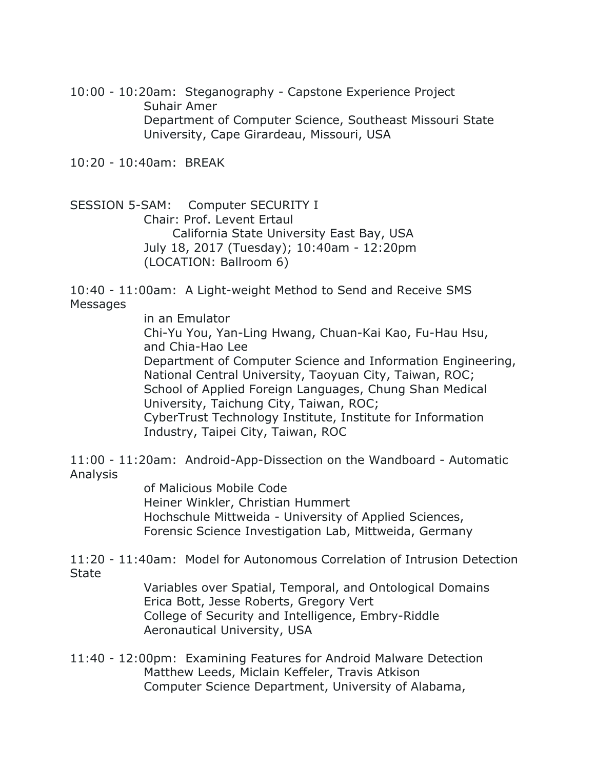10:00 - 10:20am: Steganography - Capstone Experience Project
Suhair Amer
Department of Computer Science, Southeast Missouri State University, Cape Girardeau, Missouri, USA

10:20 - 10:40am: BREAK

SESSION 5-SAM: Computer SECURITY I
Chair: Prof. Levent Ertaul
California State University East Bay, USA
July 18, 2017 (Tuesday); 10:40am - 12:20pm
(LOCATION: Ballroom 6)

10:40 - 11:00am: A Light-weight Method to Send and Receive SMS Messages in an Emulator
Chi-Yu You, Yan-Ling Hwang, Chuan-Kai Kao, Fu-Hau Hsu, and Chia-Hao Lee
Department of Computer Science and Information Engineering, National Central University, Taoyuan City, Taiwan, ROC; School of Applied Foreign Languages, Chung Shan Medical University, Taichung City, Taiwan, ROC; CyberTrust Technology Institute, Institute for Information Industry, Taipei City, Taiwan, ROC

11:00 - 11:20am: Android-App-Dissection on the Wandboard - Automatic Analysis of Malicious Mobile Code
Heiner Winkler, Christian Hummert
Hochschule Mittweida - University of Applied Sciences, Forensic Science Investigation Lab, Mittweida, Germany

11:20 - 11:40am: Model for Autonomous Correlation of Intrusion Detection State Variables over Spatial, Temporal, and Ontological Domains
Erica Bott, Jesse Roberts, Gregory Vert
College of Security and Intelligence, Embry-Riddle Aeronautical University, USA

11:40 - 12:00pm: Examining Features for Android Malware Detection
Matthew Leeds, Miclain Keffeler, Travis Atkison
Computer Science Department, University of Alabama,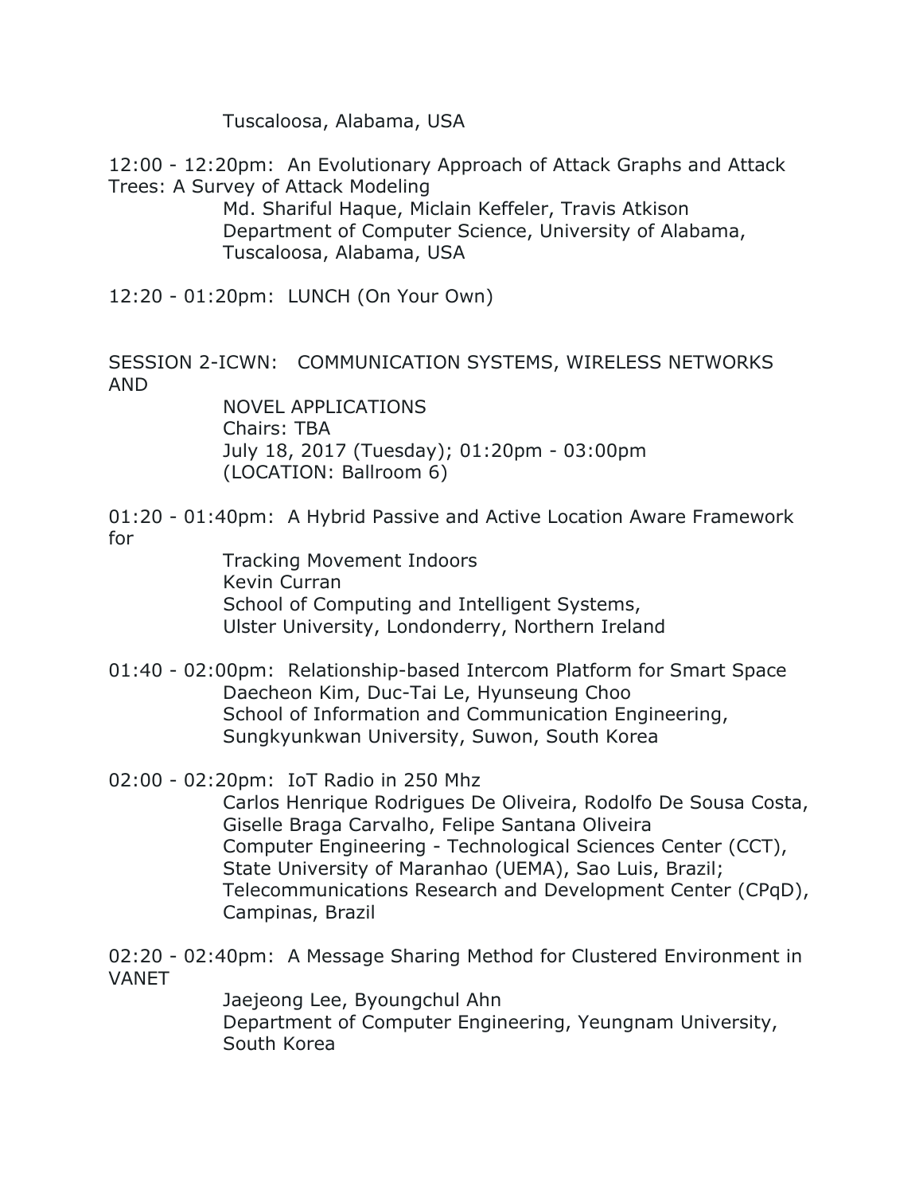Tuscaloosa, Alabama, USA

12:00 - 12:20pm: An Evolutionary Approach of Attack Graphs and Attack Trees: A Survey of Attack Modeling
Md. Shariful Haque, Miclain Keffeler, Travis Atkison
Department of Computer Science, University of Alabama, Tuscaloosa, Alabama, USA

12:20 - 01:20pm: LUNCH (On Your Own)

SESSION 2-ICWN: COMMUNICATION SYSTEMS, WIRELESS NETWORKS AND NOVEL APPLICATIONS
Chairs: TBA
July 18, 2017 (Tuesday); 01:20pm - 03:00pm
(LOCATION: Ballroom 6)

01:20 - 01:40pm: A Hybrid Passive and Active Location Aware Framework for Tracking Movement Indoors
Kevin Curran
School of Computing and Intelligent Systems, Ulster University, Londonderry, Northern Ireland

01:40 - 02:00pm: Relationship-based Intercom Platform for Smart Space
Daecheon Kim, Duc-Tai Le, Hyunseung Choo
School of Information and Communication Engineering, Sungkyunkwan University, Suwon, South Korea

02:00 - 02:20pm: IoT Radio in 250 Mhz
Carlos Henrique Rodrigues De Oliveira, Rodolfo De Sousa Costa, Giselle Braga Carvalho, Felipe Santana Oliveira
Computer Engineering - Technological Sciences Center (CCT), State University of Maranhao (UEMA), Sao Luis, Brazil; Telecommunications Research and Development Center (CPqD), Campinas, Brazil

02:20 - 02:40pm: A Message Sharing Method for Clustered Environment in VANET
Jaejeong Lee, Byoungchul Ahn
Department of Computer Engineering, Yeungnam University, South Korea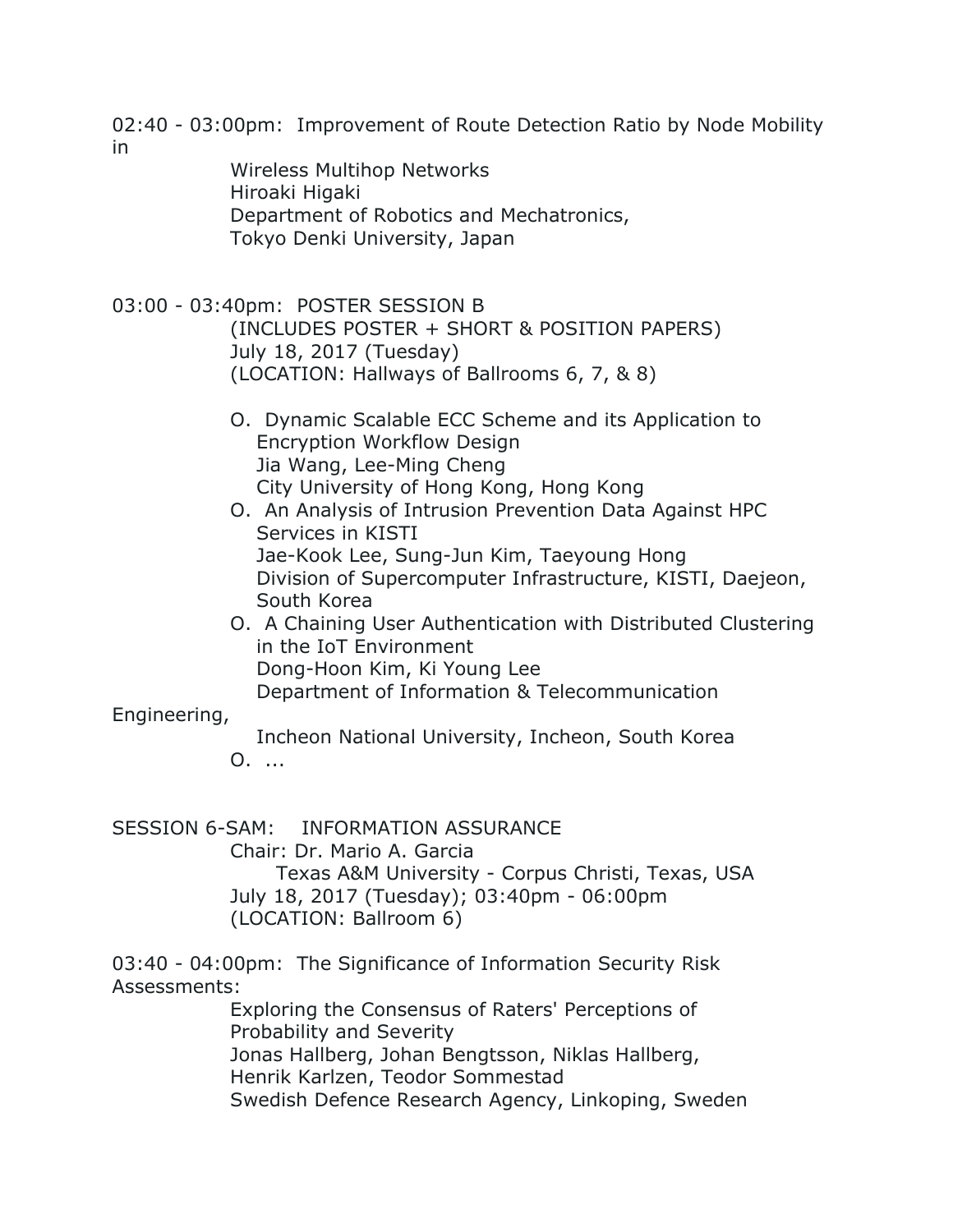02:40 - 03:00pm: Improvement of Route Detection Ratio by Node Mobility in
Wireless Multihop Networks
Hiroaki Higaki
Department of Robotics and Mechatronics,
Tokyo Denki University, Japan

03:00 - 03:40pm: POSTER SESSION B
(INCLUDES POSTER + SHORT & POSITION PAPERS)
July 18, 2017 (Tuesday)
(LOCATION: Hallways of Ballrooms 6, 7, & 8)

O. Dynamic Scalable ECC Scheme and its Application to Encryption Workflow Design
Jia Wang, Lee-Ming Cheng
City University of Hong Kong, Hong Kong

O. An Analysis of Intrusion Prevention Data Against HPC Services in KISTI
Jae-Kook Lee, Sung-Jun Kim, Taeyoung Hong
Division of Supercomputer Infrastructure, KISTI, Daejeon, South Korea

O. A Chaining User Authentication with Distributed Clustering in the IoT Environment
Dong-Hoon Kim, Ki Young Lee
Department of Information & Telecommunication Engineering,
Incheon National University, Incheon, South Korea

O. ...

SESSION 6-SAM: INFORMATION ASSURANCE
Chair: Dr. Mario A. Garcia
Texas A&M University - Corpus Christi, Texas, USA
July 18, 2017 (Tuesday); 03:40pm - 06:00pm
(LOCATION: Ballroom 6)

03:40 - 04:00pm: The Significance of Information Security Risk Assessments:
Exploring the Consensus of Raters' Perceptions of Probability and Severity
Jonas Hallberg, Johan Bengtsson, Niklas Hallberg,
Henrik Karlzen, Teodor Sommestad
Swedish Defence Research Agency, Linkoping, Sweden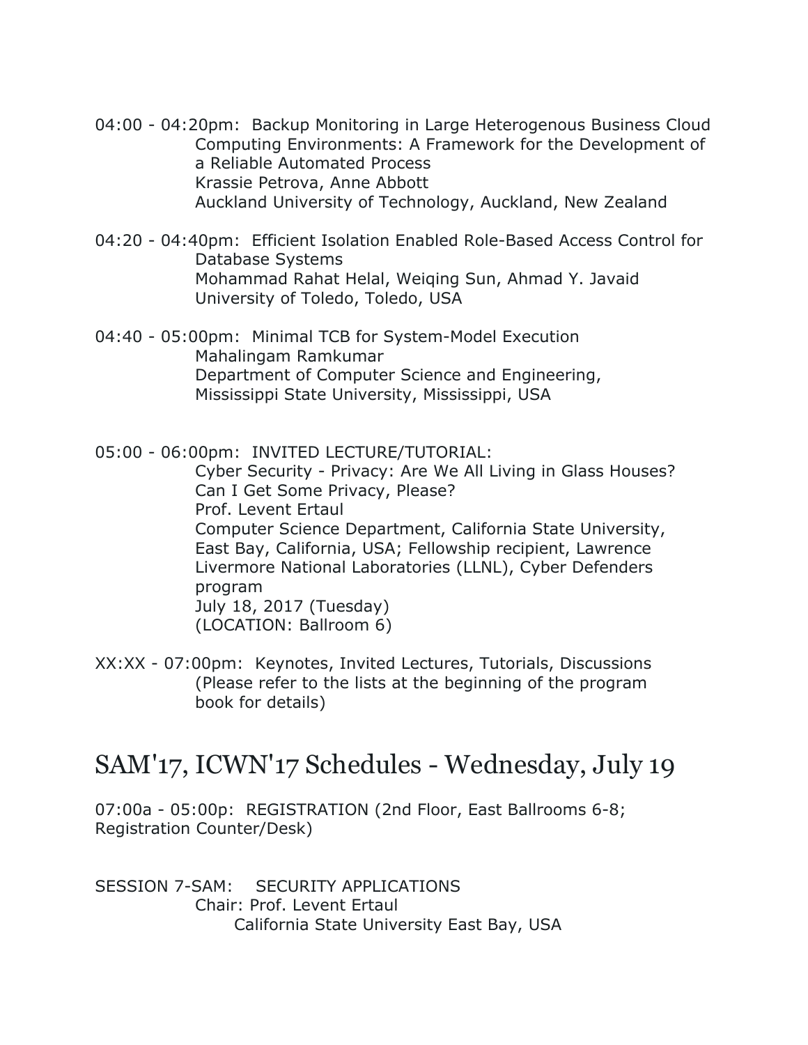04:00 - 04:20pm: Backup Monitoring in Large Heterogenous Business Cloud Computing Environments: A Framework for the Development of a Reliable Automated Process
Krassie Petrova, Anne Abbott
Auckland University of Technology, Auckland, New Zealand

04:20 - 04:40pm: Efficient Isolation Enabled Role-Based Access Control for Database Systems
Mohammad Rahat Helal, Weiqing Sun, Ahmad Y. Javaid
University of Toledo, Toledo, USA

04:40 - 05:00pm: Minimal TCB for System-Model Execution
Mahalingam Ramkumar
Department of Computer Science and Engineering, Mississippi State University, Mississippi, USA

05:00 - 06:00pm: INVITED LECTURE/TUTORIAL:
Cyber Security - Privacy: Are We All Living in Glass Houses? Can I Get Some Privacy, Please?
Prof. Levent Ertaul
Computer Science Department, California State University, East Bay, California, USA; Fellowship recipient, Lawrence Livermore National Laboratories (LLNL), Cyber Defenders program
July 18, 2017 (Tuesday)
(LOCATION: Ballroom 6)

XX:XX - 07:00pm: Keynotes, Invited Lectures, Tutorials, Discussions (Please refer to the lists at the beginning of the program book for details)

# SAM'17, ICWN'17 Schedules - Wednesday, July 19

07:00a - 05:00p: REGISTRATION (2nd Floor, East Ballrooms 6-8; Registration Counter/Desk)

SESSION 7-SAM: SECURITY APPLICATIONS
Chair: Prof. Levent Ertaul
California State University East Bay, USA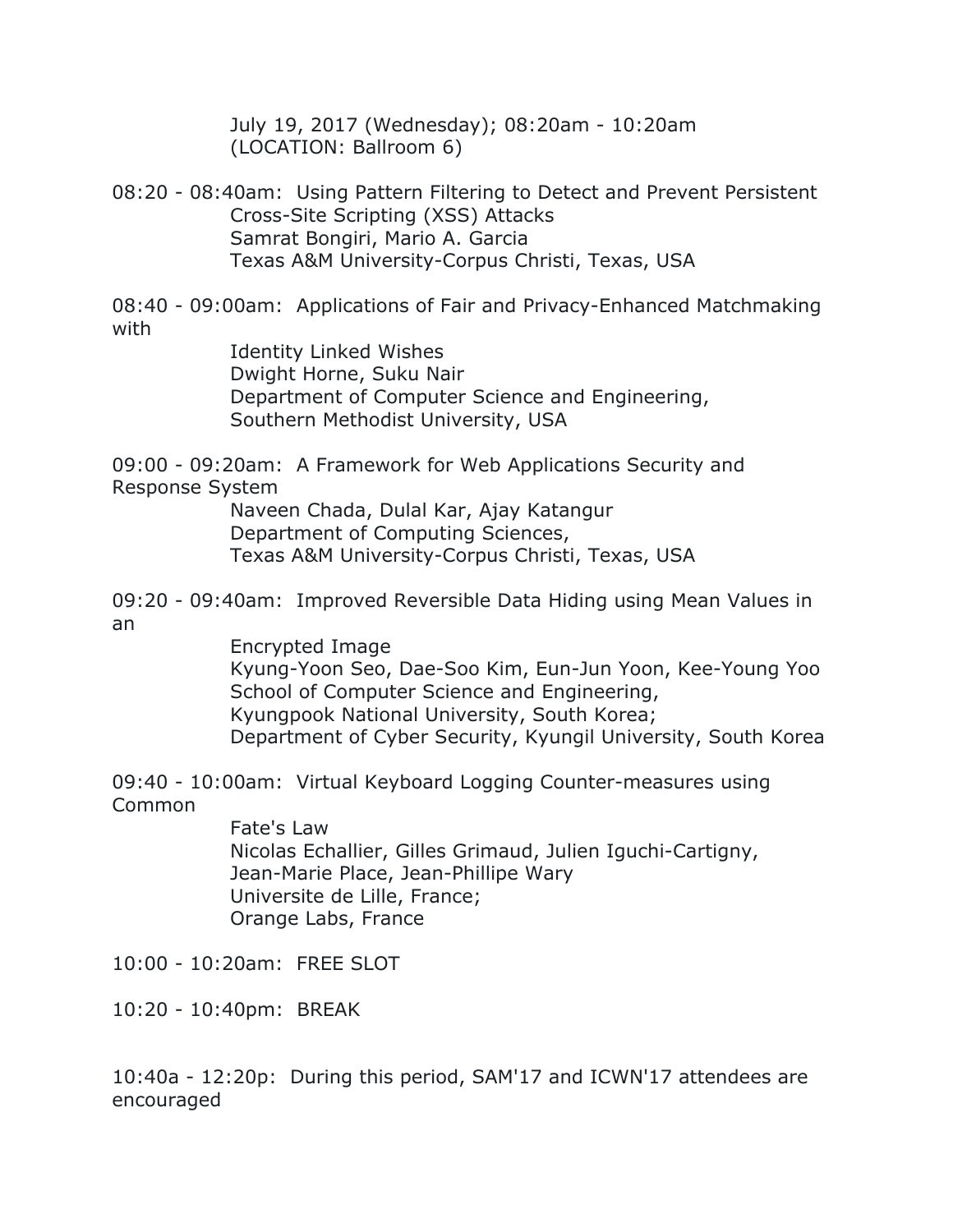July 19, 2017 (Wednesday); 08:20am - 10:20am
(LOCATION: Ballroom 6)

08:20 - 08:40am: Using Pattern Filtering to Detect and Prevent Persistent Cross-Site Scripting (XSS) Attacks
Samrat Bongiri, Mario A. Garcia
Texas A&M University-Corpus Christi, Texas, USA

08:40 - 09:00am: Applications of Fair and Privacy-Enhanced Matchmaking with Identity Linked Wishes
Dwight Horne, Suku Nair
Department of Computer Science and Engineering,
Southern Methodist University, USA

09:00 - 09:20am: A Framework for Web Applications Security and Response System
Naveen Chada, Dulal Kar, Ajay Katangur
Department of Computing Sciences,
Texas A&M University-Corpus Christi, Texas, USA

09:20 - 09:40am: Improved Reversible Data Hiding using Mean Values in an Encrypted Image
Kyung-Yoon Seo, Dae-Soo Kim, Eun-Jun Yoon, Kee-Young Yoo
School of Computer Science and Engineering,
Kyungpook National University, South Korea;
Department of Cyber Security, Kyungil University, South Korea

09:40 - 10:00am: Virtual Keyboard Logging Counter-measures using Common Fate's Law
Nicolas Echallier, Gilles Grimaud, Julien Iguchi-Cartigny,
Jean-Marie Place, Jean-Phillipe Wary
Universite de Lille, France;
Orange Labs, France

10:00 - 10:20am: FREE SLOT

10:20 - 10:40pm: BREAK

10:40a - 12:20p: During this period, SAM'17 and ICWN'17 attendees are encouraged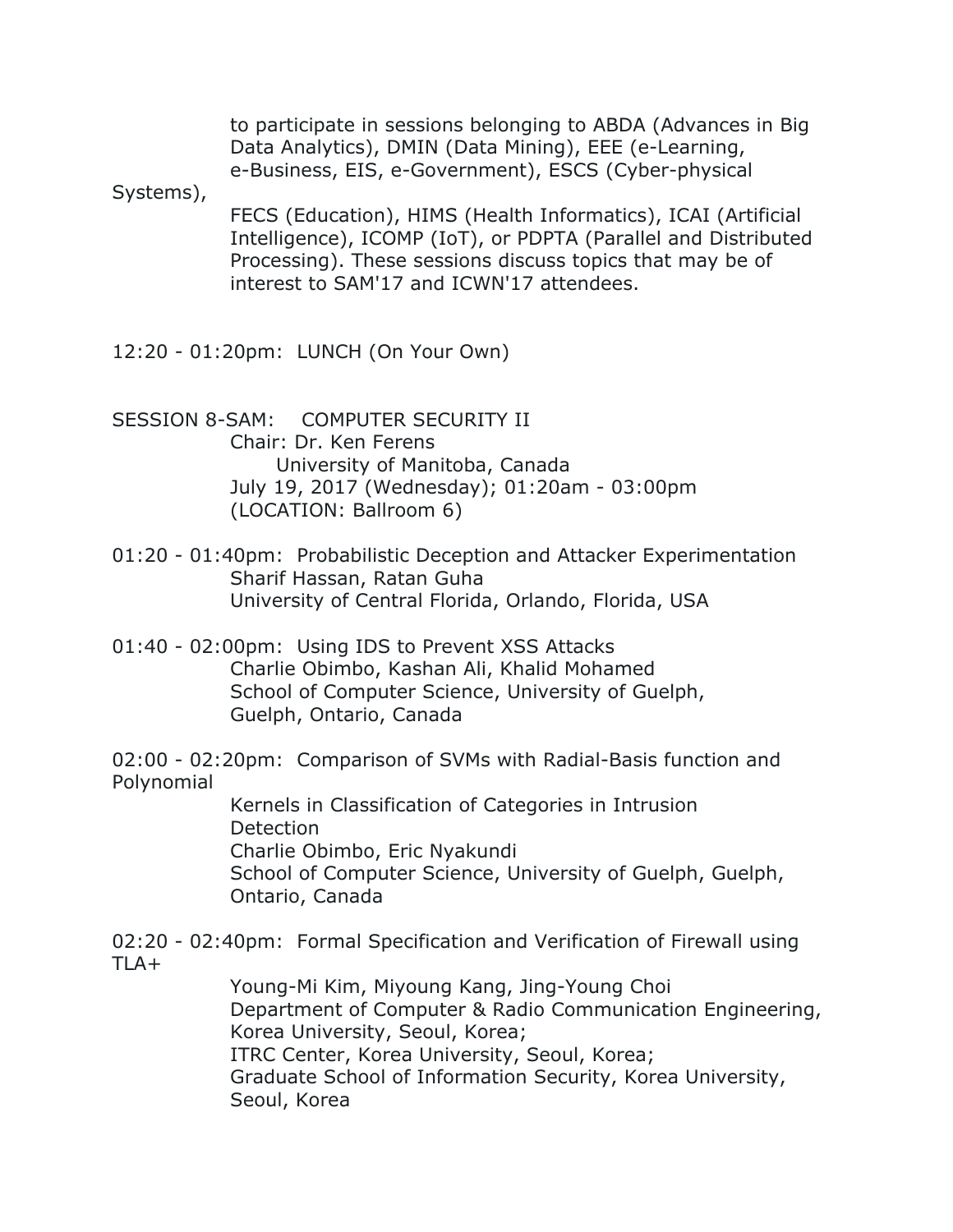to participate in sessions belonging to ABDA (Advances in Big Data Analytics), DMIN (Data Mining), EEE (e-Learning, e-Business, EIS, e-Government), ESCS (Cyber-physical Systems), FECS (Education), HIMS (Health Informatics), ICAI (Artificial Intelligence), ICOMP (IoT), or PDPTA (Parallel and Distributed Processing). These sessions discuss topics that may be of interest to SAM'17 and ICWN'17 attendees.

12:20 - 01:20pm: LUNCH (On Your Own)

SESSION 8-SAM: COMPUTER SECURITY II
Chair: Dr. Ken Ferens
University of Manitoba, Canada
July 19, 2017 (Wednesday); 01:20am - 03:00pm
(LOCATION: Ballroom 6)

01:20 - 01:40pm: Probabilistic Deception and Attacker Experimentation
Sharif Hassan, Ratan Guha
University of Central Florida, Orlando, Florida, USA

01:40 - 02:00pm: Using IDS to Prevent XSS Attacks
Charlie Obimbo, Kashan Ali, Khalid Mohamed
School of Computer Science, University of Guelph, Guelph, Ontario, Canada

02:00 - 02:20pm: Comparison of SVMs with Radial-Basis function and Polynomial Kernels in Classification of Categories in Intrusion Detection
Charlie Obimbo, Eric Nyakundi
School of Computer Science, University of Guelph, Guelph, Ontario, Canada

02:20 - 02:40pm: Formal Specification and Verification of Firewall using TLA+
Young-Mi Kim, Miyoung Kang, Jing-Young Choi
Department of Computer & Radio Communication Engineering, Korea University, Seoul, Korea;
ITRC Center, Korea University, Seoul, Korea;
Graduate School of Information Security, Korea University, Seoul, Korea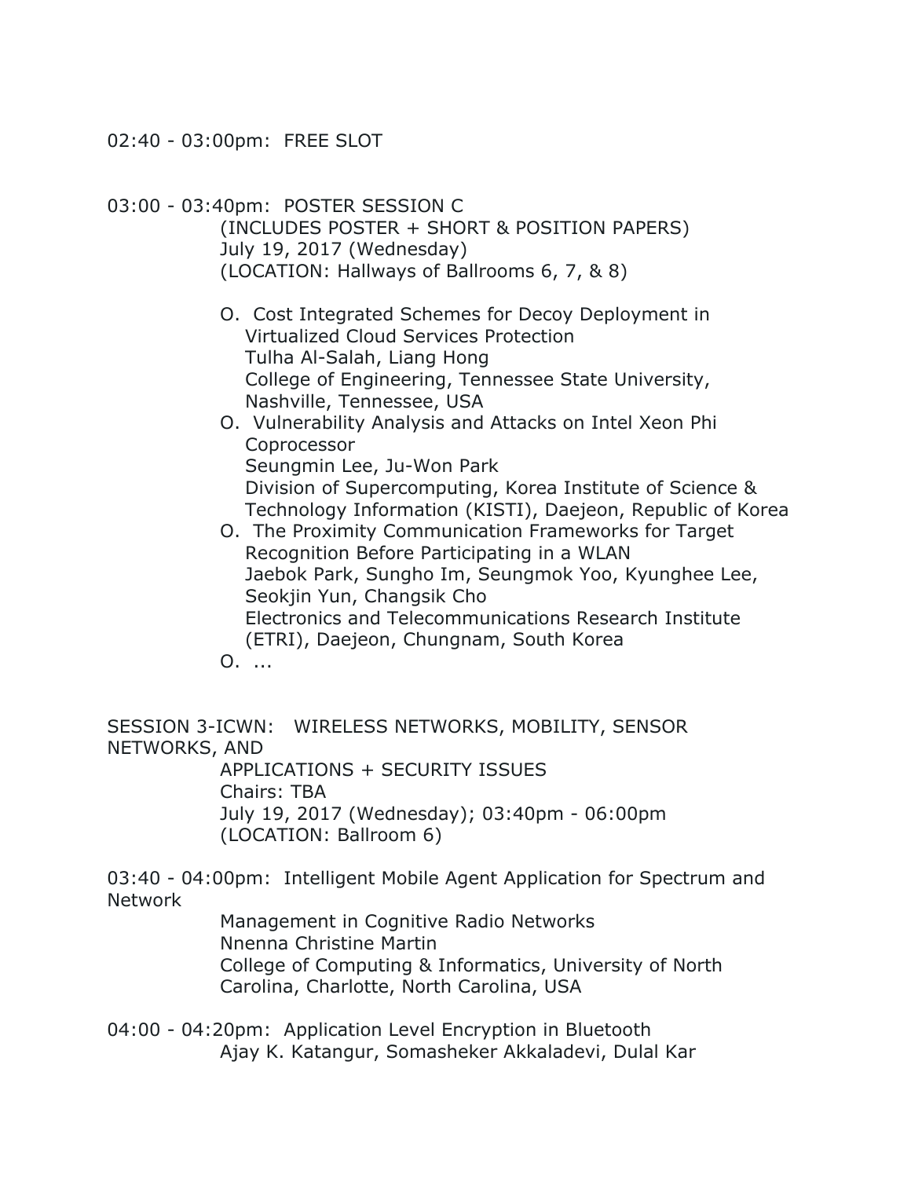02:40 - 03:00pm: FREE SLOT

03:00 - 03:40pm: POSTER SESSION C
(INCLUDES POSTER + SHORT & POSITION PAPERS)
July 19, 2017 (Wednesday)
(LOCATION: Hallways of Ballrooms 6, 7, & 8)

O. Cost Integrated Schemes for Decoy Deployment in Virtualized Cloud Services Protection
Tulha Al-Salah, Liang Hong
College of Engineering, Tennessee State University, Nashville, Tennessee, USA

O. Vulnerability Analysis and Attacks on Intel Xeon Phi Coprocessor
Seungmin Lee, Ju-Won Park
Division of Supercomputing, Korea Institute of Science & Technology Information (KISTI), Daejeon, Republic of Korea

O. The Proximity Communication Frameworks for Target Recognition Before Participating in a WLAN
Jaebok Park, Sungho Im, Seungmok Yoo, Kyunghee Lee, Seokjin Yun, Changsik Cho
Electronics and Telecommunications Research Institute (ETRI), Daejeon, Chungnam, South Korea

O. ...

SESSION 3-ICWN: WIRELESS NETWORKS, MOBILITY, SENSOR NETWORKS, AND APPLICATIONS + SECURITY ISSUES
Chairs: TBA
July 19, 2017 (Wednesday); 03:40pm - 06:00pm
(LOCATION: Ballroom 6)

03:40 - 04:00pm: Intelligent Mobile Agent Application for Spectrum and Network Management in Cognitive Radio Networks
Nnenna Christine Martin
College of Computing & Informatics, University of North Carolina, Charlotte, North Carolina, USA

04:00 - 04:20pm: Application Level Encryption in Bluetooth
Ajay K. Katangur, Somasheker Akkaladevi, Dulal Kar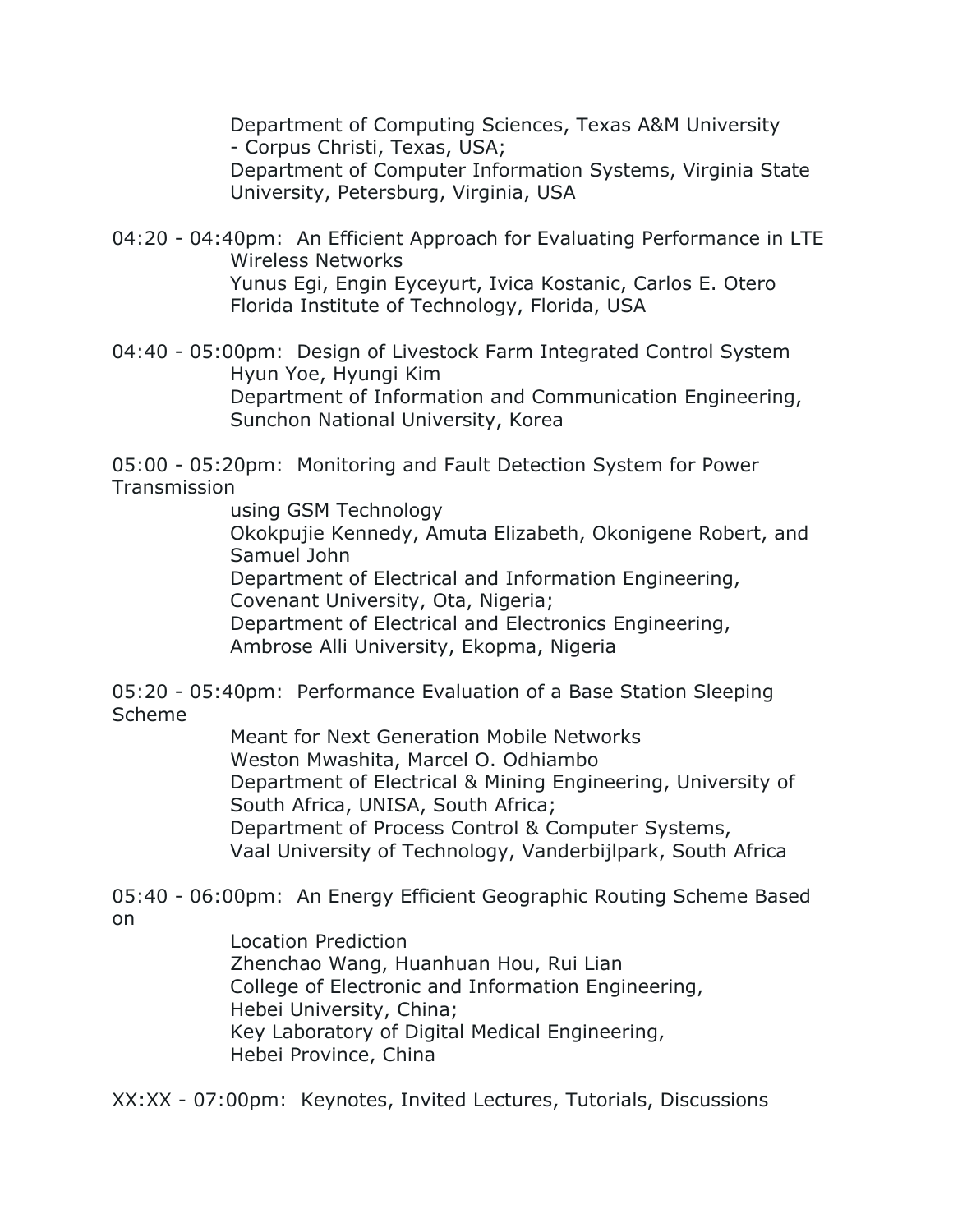Department of Computing Sciences, Texas A&M University - Corpus Christi, Texas, USA;
Department of Computer Information Systems, Virginia State University, Petersburg, Virginia, USA

04:20 - 04:40pm: An Efficient Approach for Evaluating Performance in LTE Wireless Networks
Yunus Egi, Engin Eyceyurt, Ivica Kostanic, Carlos E. Otero
Florida Institute of Technology, Florida, USA

04:40 - 05:00pm: Design of Livestock Farm Integrated Control System
Hyun Yoe, Hyungi Kim
Department of Information and Communication Engineering, Sunchon National University, Korea

05:00 - 05:20pm: Monitoring and Fault Detection System for Power Transmission
using GSM Technology
Okokpujie Kennedy, Amuta Elizabeth, Okonigene Robert, and Samuel John
Department of Electrical and Information Engineering, Covenant University, Ota, Nigeria;
Department of Electrical and Electronics Engineering, Ambrose Alli University, Ekopma, Nigeria

05:20 - 05:40pm: Performance Evaluation of a Base Station Sleeping Scheme
Meant for Next Generation Mobile Networks
Weston Mwashita, Marcel O. Odhiambo
Department of Electrical & Mining Engineering, University of South Africa, UNISA, South Africa;
Department of Process Control & Computer Systems, Vaal University of Technology, Vanderbijlpark, South Africa

05:40 - 06:00pm: An Energy Efficient Geographic Routing Scheme Based on
Location Prediction
Zhenchao Wang, Huanhuan Hou, Rui Lian
College of Electronic and Information Engineering, Hebei University, China;
Key Laboratory of Digital Medical Engineering, Hebei Province, China

XX:XX - 07:00pm: Keynotes, Invited Lectures, Tutorials, Discussions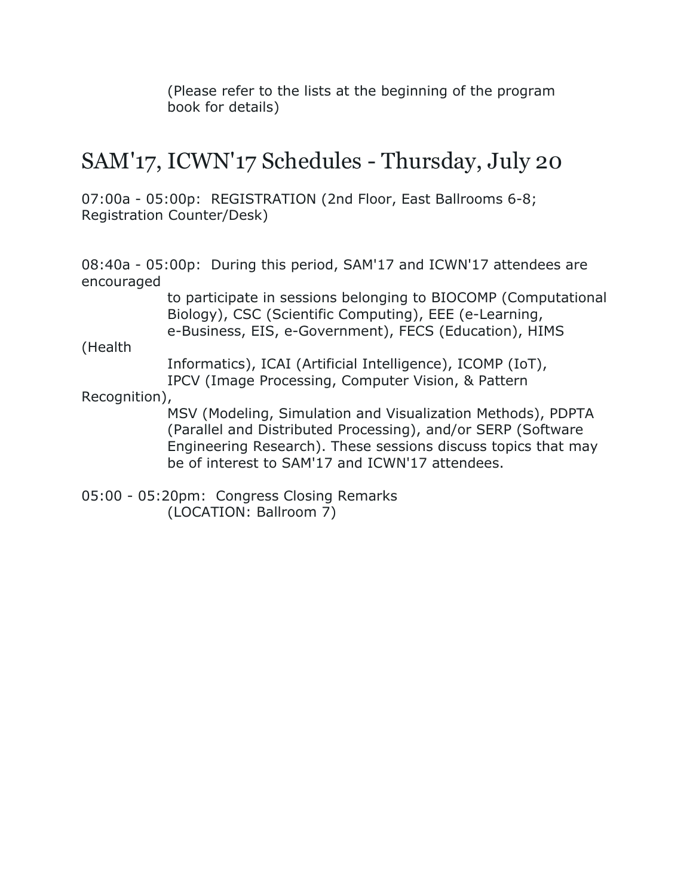(Please refer to the lists at the beginning of the program book for details)

## SAM'17, ICWN'17 Schedules - Thursday, July 20

07:00a - 05:00p: REGISTRATION (2nd Floor, East Ballrooms 6-8; Registration Counter/Desk)

08:40a - 05:00p: During this period, SAM'17 and ICWN'17 attendees are encouraged to participate in sessions belonging to BIOCOMP (Computational Biology), CSC (Scientific Computing), EEE (e-Learning, e-Business, EIS, e-Government), FECS (Education), HIMS (Health Informatics), ICAI (Artificial Intelligence), ICOMP (IoT), IPCV (Image Processing, Computer Vision, & Pattern Recognition), MSV (Modeling, Simulation and Visualization Methods), PDPTA (Parallel and Distributed Processing), and/or SERP (Software Engineering Research). These sessions discuss topics that may be of interest to SAM'17 and ICWN'17 attendees.

05:00 - 05:20pm: Congress Closing Remarks
(LOCATION: Ballroom 7)